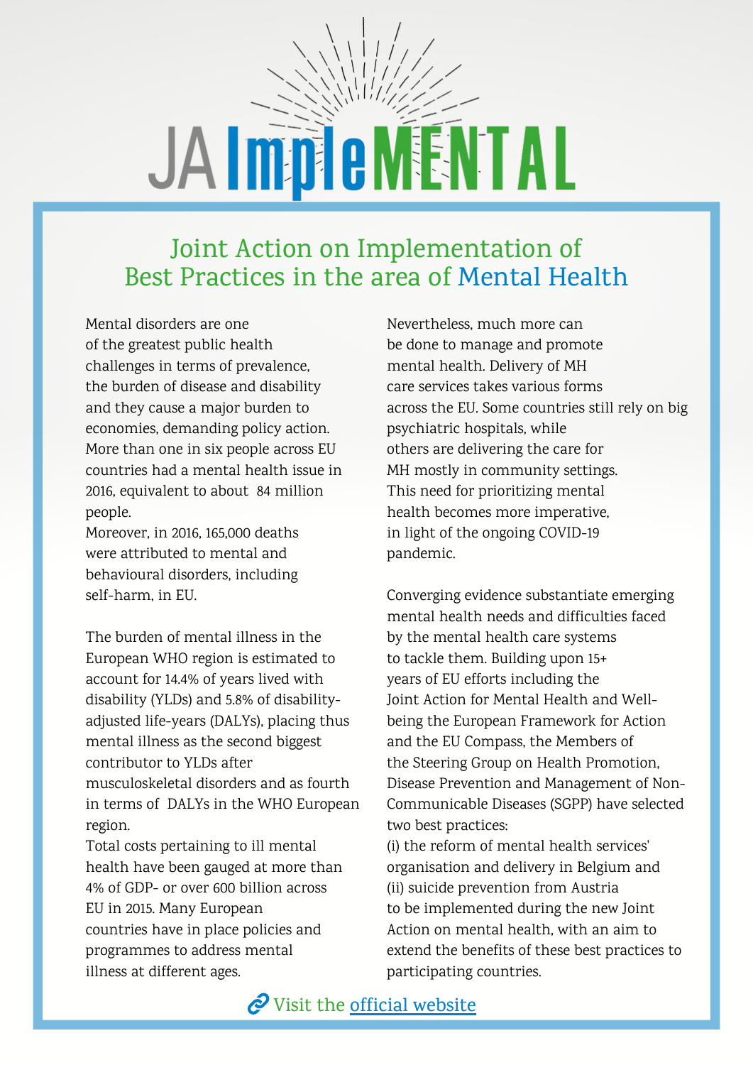# JA ImpleMENTAL

## Joint Action on Implementation of Best Practices in the area of Mental Health

Mental disorders are one of the greatest public health challenges in terms of prevalence, the burden of disease and disability and they cause a major burden to economies, demanding policy action. More than one in six people across EU countries had a mental health issue in 2016, equivalent to about 84 million people.
Moreover, in 2016, 165,000 deaths were attributed to mental and behavioural disorders, including self-harm, in EU.

The burden of mental illness in the European WHO region is estimated to account for 14.4% of years lived with disability (YLDs) and 5.8% of disability-adjusted life-years (DALYs), placing thus mental illness as the second biggest contributor to YLDs after musculoskeletal disorders and as fourth in terms of DALYs in the WHO European region.
Total costs pertaining to ill mental health have been gauged at more than 4% of GDP- or over 600 billion across EU in 2015. Many European countries have in place policies and programmes to address mental illness at different ages.

Nevertheless, much more can be done to manage and promote mental health. Delivery of MH care services takes various forms across the EU. Some countries still rely on big psychiatric hospitals, while others are delivering the care for MH mostly in community settings. This need for prioritizing mental health becomes more imperative, in light of the ongoing COVID-19 pandemic.

Converging evidence substantiate emerging mental health needs and difficulties faced by the mental health care systems to tackle them. Building upon 15+ years of EU efforts including the Joint Action for Mental Health and Well-being the European Framework for Action and the EU Compass, the Members of the Steering Group on Health Promotion, Disease Prevention and Management of Non-Communicable Diseases (SGPP) have selected two best practices:
(i) the reform of mental health services' organisation and delivery in Belgium and
(ii) suicide prevention from Austria
to be implemented during the new Joint Action on mental health, with an aim to extend the benefits of these best practices to participating countries.

Visit the official website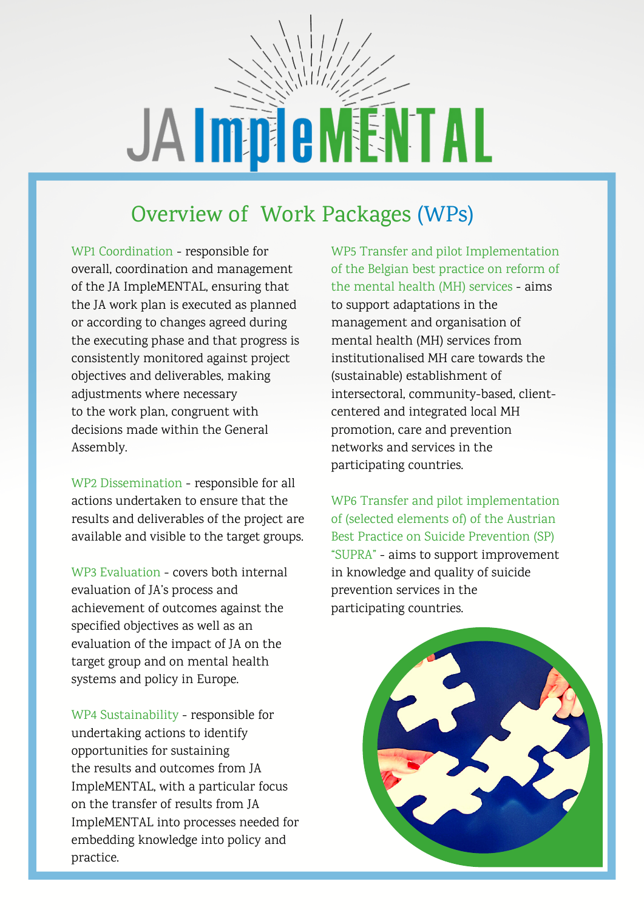# JA ImpleMENTAL

## Overview of Work Packages (WPs)

**WP1 Coordination** - responsible for overall, coordination and management of the JA ImpleMENTAL, ensuring that the JA work plan is executed as planned or according to changes agreed during the executing phase and that progress is consistently monitored against project objectives and deliverables, making adjustments where necessary to the work plan, congruent with decisions made within the General Assembly.

**WP2 Dissemination** - responsible for all actions undertaken to ensure that the results and deliverables of the project are available and visible to the target groups.

**WP3 Evaluation** - covers both internal evaluation of JA's process and achievement of outcomes against the specified objectives as well as an evaluation of the impact of JA on the target group and on mental health systems and policy in Europe.

**WP4 Sustainability** - responsible for undertaking actions to identify opportunities for sustaining the results and outcomes from JA ImpleMENTAL, with a particular focus on the transfer of results from JA ImpleMENTAL into processes needed for embedding knowledge into policy and practice.

**WP5 Transfer and pilot Implementation of the Belgian best practice on reform of the mental health (MH) services** - aims to support adaptations in the management and organisation of mental health (MH) services from institutionalised MH care towards the (sustainable) establishment of intersectoral, community-based, client-centered and integrated local MH promotion, care and prevention networks and services in the participating countries.

**WP6 Transfer and pilot implementation of (selected elements of) of the Austrian Best Practice on Suicide Prevention (SP) "SUPRA"** - aims to support improvement in knowledge and quality of suicide prevention services in the participating countries.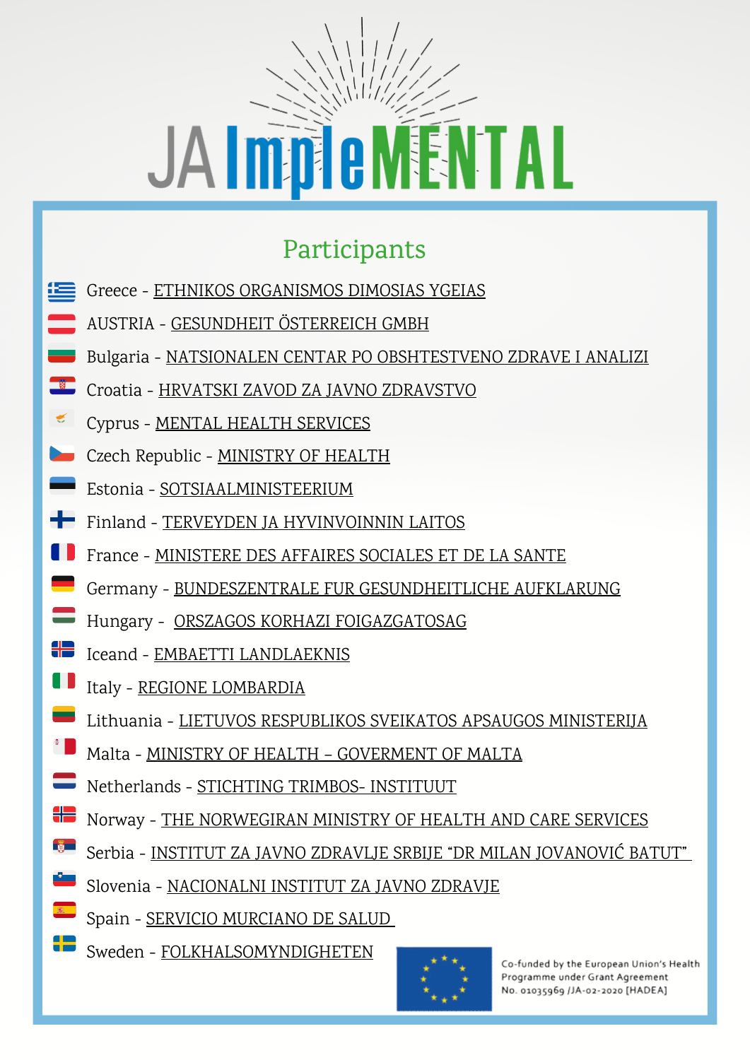# JA ImpleMENTAL

## Participants

- Greece - ETHNIKOS ORGANISMOS DIMOSIAS YGEIAS
- AUSTRIA - GESUNDHEIT ÖSTERREICH GMBH
- Bulgaria - NATSIONALEN CENTAR PO OBSHTESTVENO ZDRAVE I ANALIZI
- Croatia - HRVATSKI ZAVOD ZA JAVNO ZDRAVSTVO
- Cyprus - MENTAL HEALTH SERVICES
- Czech Republic - MINISTRY OF HEALTH
- Estonia - SOTSIAALMINISTEERIUM
- Finland - TERVEYDEN JA HYVINVOINNIN LAITOS
- France - MINISTERE DES AFFAIRES SOCIALES ET DE LA SANTE
- Germany - BUNDESZENTRALE FUR GESUNDHEITLICHE AUFKLARUNG
- Hungary - ORSZAGOS KORHAZI FOIGAZGATOSAG
- Iceand - EMBAETTI LANDLAEKNIS
- Italy - REGIONE LOMBARDIA
- Lithuania - LIETUVOS RESPUBLIKOS SVEIKATOS APSAUGOS MINISTERIJA
- Malta - MINISTRY OF HEALTH – GOVERMENT OF MALTA
- Netherlands - STICHTING TRIMBOS- INSTITUUT
- Norway - THE NORWEGIRAN MINISTRY OF HEALTH AND CARE SERVICES
- Serbia - INSTITUT ZA JAVNO ZDRAVLJE SRBIJE "DR MILAN JOVANOVIĆ BATUT"
- Slovenia - NACIONALNI INSTITUT ZA JAVNO ZDRAVJE
- Spain - SERVICIO MURCIANO DE SALUD
- Sweden - FOLKHALSOMYNDIGHETEN

Co-funded by the European Union's Health Programme under Grant Agreement No. 01035969 /JA-02-2020 [HADEA]